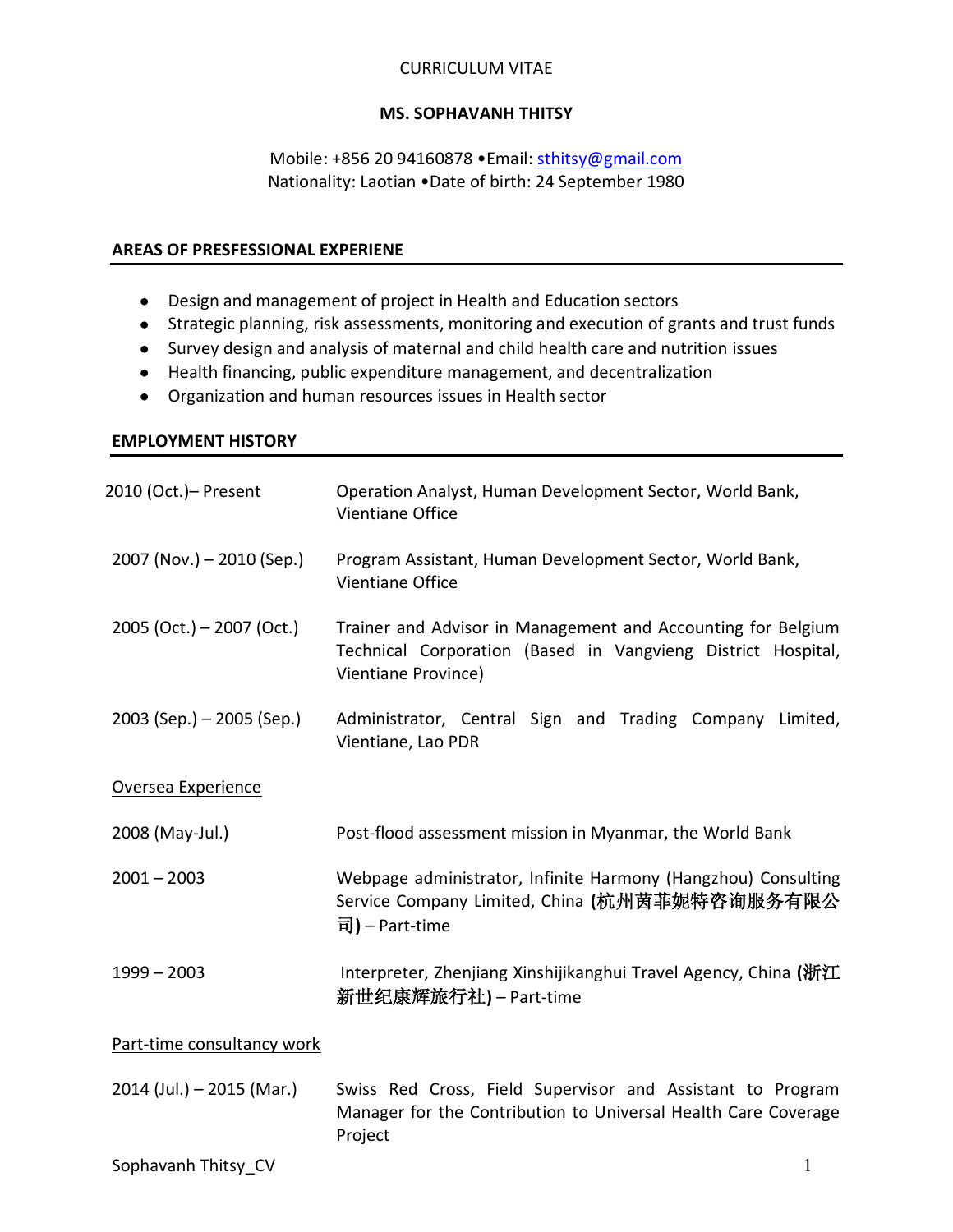CURRICULUM VITAE

**MS. SOPHAVANH THITSY**

Mobile: +856 20 94160878 •Email: sthitsy@gmail.com
Nationality: Laotian •Date of birth: 24 September 1980

## AREAS OF PRESFESSIONAL EXPERIENE

- Design and management of project in Health and Education sectors
- Strategic planning, risk assessments, monitoring and execution of grants and trust funds
- Survey design and analysis of maternal and child health care and nutrition issues
- Health financing, public expenditure management, and decentralization
- Organization and human resources issues in Health sector

## EMPLOYMENT HISTORY

| | |
|---|---|
| 2010 (Oct.)– Present | Operation Analyst, Human Development Sector, World Bank, Vientiane Office |
| 2007 (Nov.) – 2010 (Sep.) | Program Assistant, Human Development Sector, World Bank, Vientiane Office |
| 2005 (Oct.) – 2007 (Oct.) | Trainer and Advisor in Management and Accounting for Belgium Technical Corporation (Based in Vangvieng District Hospital, Vientiane Province) |
| 2003 (Sep.) – 2005 (Sep.) | Administrator, Central Sign and Trading Company Limited, Vientiane, Lao PDR |

Oversea Experience

| | |
|---|---|
| 2008 (May-Jul.) | Post-flood assessment mission in Myanmar, the World Bank |
| 2001 – 2003 | Webpage administrator, Infinite Harmony (Hangzhou) Consulting Service Company Limited, China **(杭州茵菲妮特咨询服务有限公司)** – Part-time |
| 1999 – 2003 | Interpreter, Zhenjiang Xinshijikanghui Travel Agency, China **(浙江新世纪康辉旅行社)** – Part-time |

Part-time consultancy work

| | |
|---|---|
| 2014 (Jul.) – 2015 (Mar.) | Swiss Red Cross, Field Supervisor and Assistant to Program Manager for the Contribution to Universal Health Care Coverage Project |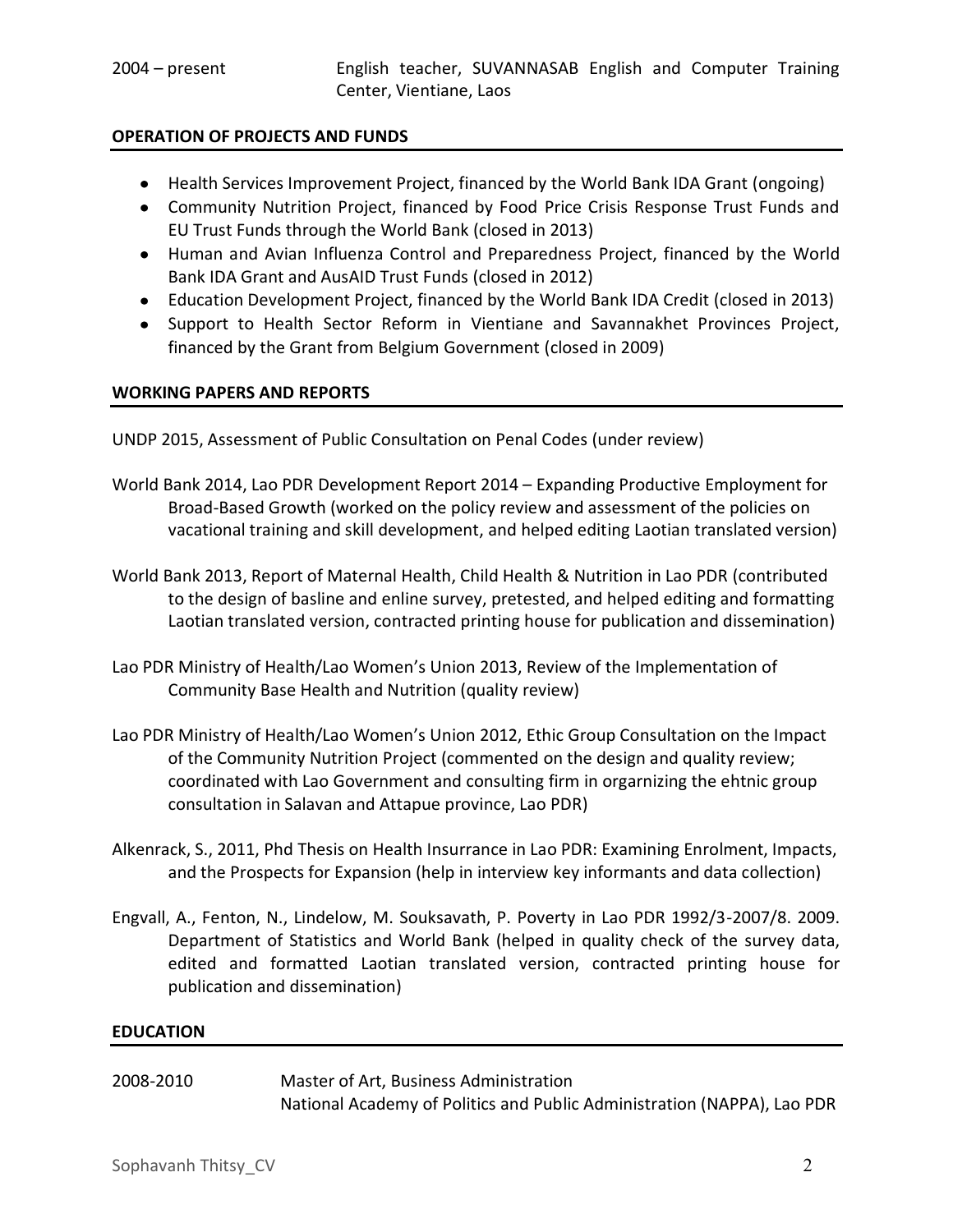2004 – present English teacher, SUVANNASAB English and Computer Training Center, Vientiane, Laos

## OPERATION OF PROJECTS AND FUNDS

- Health Services Improvement Project, financed by the World Bank IDA Grant (ongoing)
- Community Nutrition Project, financed by Food Price Crisis Response Trust Funds and EU Trust Funds through the World Bank (closed in 2013)
- Human and Avian Influenza Control and Preparedness Project, financed by the World Bank IDA Grant and AusAID Trust Funds (closed in 2012)
- Education Development Project, financed by the World Bank IDA Credit (closed in 2013)
- Support to Health Sector Reform in Vientiane and Savannakhet Provinces Project, financed by the Grant from Belgium Government (closed in 2009)

## WORKING PAPERS AND REPORTS

UNDP 2015, Assessment of Public Consultation on Penal Codes (under review)

World Bank 2014, Lao PDR Development Report 2014 – Expanding Productive Employment for Broad-Based Growth (worked on the policy review and assessment of the policies on vacational training and skill development, and helped editing Laotian translated version)

World Bank 2013, Report of Maternal Health, Child Health & Nutrition in Lao PDR (contributed to the design of basline and enline survey, pretested, and helped editing and formatting Laotian translated version, contracted printing house for publication and dissemination)

Lao PDR Ministry of Health/Lao Women's Union 2013, Review of the Implementation of Community Base Health and Nutrition (quality review)

Lao PDR Ministry of Health/Lao Women's Union 2012, Ethic Group Consultation on the Impact of the Community Nutrition Project (commented on the design and quality review; coordinated with Lao Government and consulting firm in orgarnizing the ehtnic group consultation in Salavan and Attapue province, Lao PDR)

Alkenrack, S., 2011, Phd Thesis on Health Insurrance in Lao PDR: Examining Enrolment, Impacts, and the Prospects for Expansion (help in interview key informants and data collection)

Engvall, A., Fenton, N., Lindelow, M. Souksavath, P. Poverty in Lao PDR 1992/3-2007/8. 2009. Department of Statistics and World Bank (helped in quality check of the survey data, edited and formatted Laotian translated version, contracted printing house for publication and dissemination)

## EDUCATION

2008-2010 Master of Art, Business Administration
National Academy of Politics and Public Administration (NAPPA), Lao PDR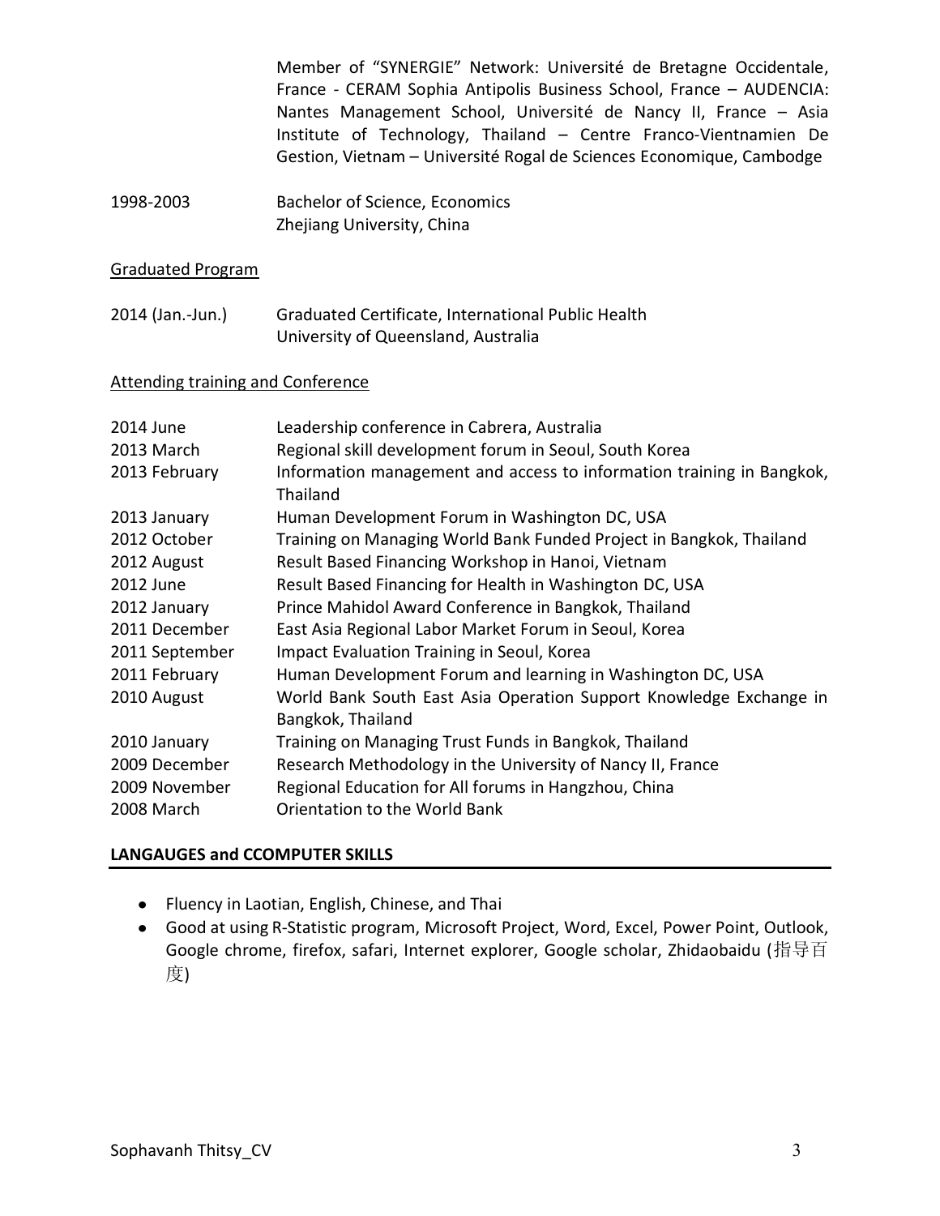Member of "SYNERGIE" Network: Université de Bretagne Occidentale, France - CERAM Sophia Antipolis Business School, France – AUDENCIA: Nantes Management School, Université de Nancy II, France – Asia Institute of Technology, Thailand – Centre Franco-Vientnamien De Gestion, Vietnam – Université Rogal de Sciences Economique, Cambodge

| | |
|---|---|
| 1998-2003 | Bachelor of Science, Economics<br>Zhejiang University, China |

Graduated Program

| | |
|---|---|
| 2014 (Jan.-Jun.) | Graduated Certificate, International Public Health<br>University of Queensland, Australia |

Attending training and Conference

| | |
|---|---|
| 2014 June | Leadership conference in Cabrera, Australia |
| 2013 March | Regional skill development forum in Seoul, South Korea |
| 2013 February | Information management and access to information training in Bangkok, Thailand |
| 2013 January | Human Development Forum in Washington DC, USA |
| 2012 October | Training on Managing World Bank Funded Project in Bangkok, Thailand |
| 2012 August | Result Based Financing Workshop in Hanoi, Vietnam |
| 2012 June | Result Based Financing for Health in Washington DC, USA |
| 2012 January | Prince Mahidol Award Conference in Bangkok, Thailand |
| 2011 December | East Asia Regional Labor Market Forum in Seoul, Korea |
| 2011 September | Impact Evaluation Training in Seoul, Korea |
| 2011 February | Human Development Forum and learning in Washington DC, USA |
| 2010 August | World Bank South East Asia Operation Support Knowledge Exchange in Bangkok, Thailand |
| 2010 January | Training on Managing Trust Funds in Bangkok, Thailand |
| 2009 December | Research Methodology in the University of Nancy II, France |
| 2009 November | Regional Education for All forums in Hangzhou, China |
| 2008 March | Orientation to the World Bank |

## LANGAUGES and CCOMPUTER SKILLS

- Fluency in Laotian, English, Chinese, and Thai
- Good at using R-Statistic program, Microsoft Project, Word, Excel, Power Point, Outlook, Google chrome, firefox, safari, Internet explorer, Google scholar, Zhidaobaidu (指导百度)